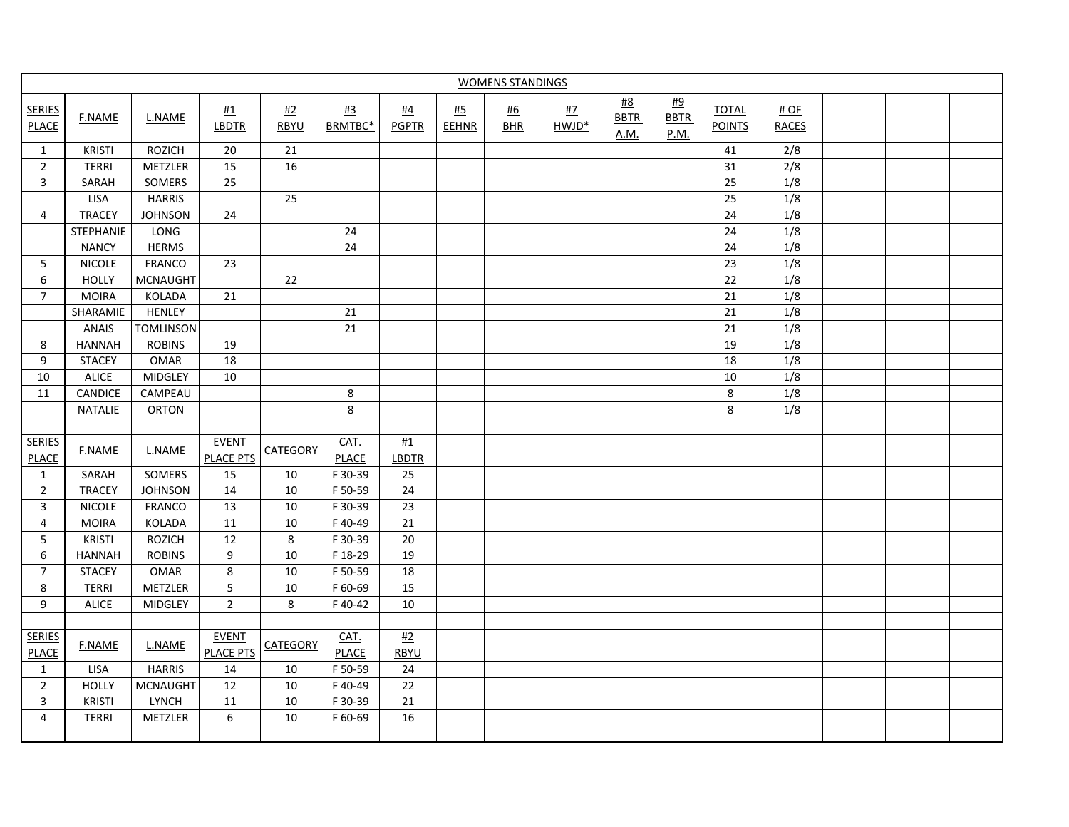## WOMENS STANDINGS

| SERIES PLACE | F.NAME | L.NAME | #1 LBDTR | #2 RBYU | #3 BRMTBC* | #4 PGPTR | #5 EEHNR | #6 BHR | #7 HWJD* | #8 BBTR A.M. | #9 BBTR P.M. | TOTAL POINTS | # OF RACES | | | |
|---|---|---|---|---|---|---|---|---|---|---|---|---|---|---|---|---|
| 1 | KRISTI | ROZICH | 20 | 21 | | | | | | | | 41 | 2/8 | | | |
| 2 | TERRI | METZLER | 15 | 16 | | | | | | | | 31 | 2/8 | | | |
| 3 | SARAH | SOMERS | 25 | | | | | | | | | 25 | 1/8 | | | |
| | LISA | HARRIS | | 25 | | | | | | | | 25 | 1/8 | | | |
| 4 | TRACEY | JOHNSON | 24 | | | | | | | | | 24 | 1/8 | | | |
| | STEPHANIE | LONG | | | 24 | | | | | | | 24 | 1/8 | | | |
| | NANCY | HERMS | | | 24 | | | | | | | 24 | 1/8 | | | |
| 5 | NICOLE | FRANCO | 23 | | | | | | | | | 23 | 1/8 | | | |
| 6 | HOLLY | MCNAUGHT | | 22 | | | | | | | | 22 | 1/8 | | | |
| 7 | MOIRA | KOLADA | 21 | | | | | | | | | 21 | 1/8 | | | |
| | SHARAMIE | HENLEY | | | 21 | | | | | | | 21 | 1/8 | | | |
| | ANAIS | TOMLINSON | | | 21 | | | | | | | 21 | 1/8 | | | |
| 8 | HANNAH | ROBINS | 19 | | | | | | | | | 19 | 1/8 | | | |
| 9 | STACEY | OMAR | 18 | | | | | | | | | 18 | 1/8 | | | |
| 10 | ALICE | MIDGLEY | 10 | | | | | | | | | 10 | 1/8 | | | |
| 11 | CANDICE | CAMPEAU | | | 8 | | | | | | | 8 | 1/8 | | | |
| | NATALIE | ORTON | | | 8 | | | | | | | 8 | 1/8 | | | |
| | | | | | | | | | | | | | | | | |
| SERIES PLACE | F.NAME | L.NAME | EVENT PLACE PTS | CATEGORY | CAT. PLACE | #1 LBDTR | | | | | | | | | | |
| 1 | SARAH | SOMERS | 15 | 10 | F 30-39 | 25 | | | | | | | | | | |
| 2 | TRACEY | JOHNSON | 14 | 10 | F 50-59 | 24 | | | | | | | | | | |
| 3 | NICOLE | FRANCO | 13 | 10 | F 30-39 | 23 | | | | | | | | | | |
| 4 | MOIRA | KOLADA | 11 | 10 | F 40-49 | 21 | | | | | | | | | | |
| 5 | KRISTI | ROZICH | 12 | 8 | F 30-39 | 20 | | | | | | | | | | |
| 6 | HANNAH | ROBINS | 9 | 10 | F 18-29 | 19 | | | | | | | | | | |
| 7 | STACEY | OMAR | 8 | 10 | F 50-59 | 18 | | | | | | | | | | |
| 8 | TERRI | METZLER | 5 | 10 | F 60-69 | 15 | | | | | | | | | | |
| 9 | ALICE | MIDGLEY | 2 | 8 | F 40-42 | 10 | | | | | | | | | | |
| | | | | | | | | | | | | | | | | |
| SERIES PLACE | F.NAME | L.NAME | EVENT PLACE PTS | CATEGORY | CAT. PLACE | #2 RBYU | | | | | | | | | | |
| 1 | LISA | HARRIS | 14 | 10 | F 50-59 | 24 | | | | | | | | | | |
| 2 | HOLLY | MCNAUGHT | 12 | 10 | F 40-49 | 22 | | | | | | | | | | |
| 3 | KRISTI | LYNCH | 11 | 10 | F 30-39 | 21 | | | | | | | | | | |
| 4 | TERRI | METZLER | 6 | 10 | F 60-69 | 16 | | | | | | | | | | |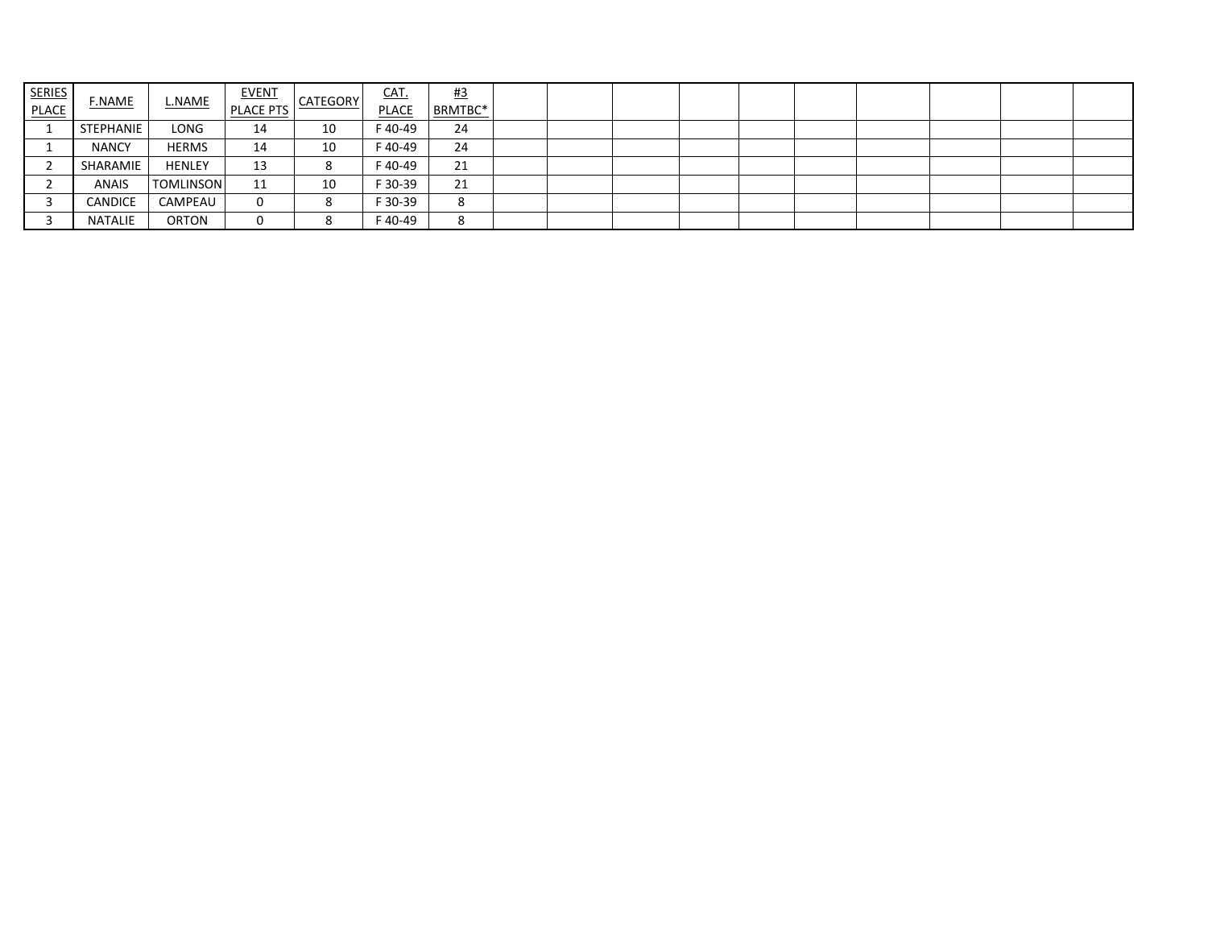| SERIES PLACE | F.NAME | L.NAME | EVENT PLACE PTS | CATEGORY | CAT. PLACE | #3 BRMTBC* | | | | | | | | | |
|---|---|---|---|---|---|---|---|---|---|---|---|---|---|---|---|
| 1 | STEPHANIE | LONG | 14 | 10 | F 40-49 | 24 | | | | | | | | | |
| 1 | NANCY | HERMS | 14 | 10 | F 40-49 | 24 | | | | | | | | | |
| 2 | SHARAMIE | HENLEY | 13 | 8 | F 40-49 | 21 | | | | | | | | | |
| 2 | ANAIS | TOMLINSON | 11 | 10 | F 30-39 | 21 | | | | | | | | | |
| 3 | CANDICE | CAMPEAU | 0 | 8 | F 30-39 | 8 | | | | | | | | | |
| 3 | NATALIE | ORTON | 0 | 8 | F 40-49 | 8 | | | | | | | | | |